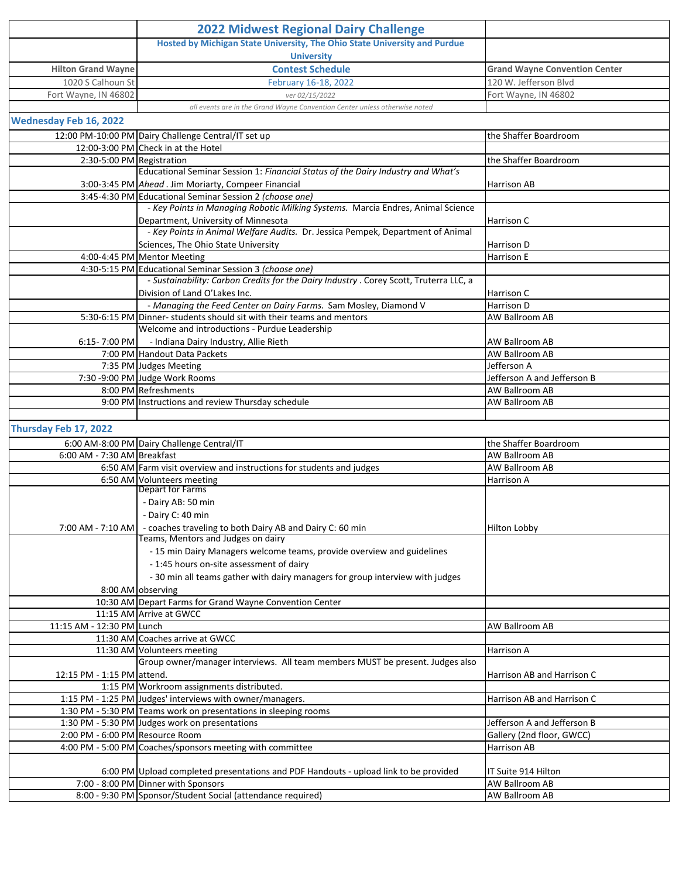# 2022 Midwest Regional Dairy Challenge

**Hosted by Michigan State University, The Ohio State University and Purdue University**

**Contest Schedule**

February 16-18, 2022

*ver 02/15/2022*

| **Hilton Grand Wayne** | **Grand Wayne Convention Center** |
|---|---|
| 1020 S Calhoun St | 120 W. Jefferson Blvd |
| Fort Wayne, IN 46802 | Fort Wayne, IN 46802 |

*all events are in the Grand Wayne Convention Center unless otherwise noted*

## Wednesday Feb 16, 2022

| Time | Event | Location |
|---|---|---|
| 12:00 PM-10:00 PM | Dairy Challenge Central/IT set up | the Shaffer Boardroom |
| 12:00-3:00 PM | Check in at the Hotel | |
| 2:30-5:00 PM | Registration | the Shaffer Boardroom |
| 3:00-3:45 PM | Educational Seminar Session 1: *Financial Status of the Dairy Industry and What's Ahead*. Jim Moriarty, Compeer Financial | Harrison AB |
| 3:45-4:30 PM | Educational Seminar Session 2 *(choose one)* | |
| | - *Key Points in Managing Robotic Milking Systems.* Marcia Endres, Animal Science Department, University of Minnesota | Harrison C |
| | - *Key Points in Animal Welfare Audits.* Dr. Jessica Pempek, Department of Animal Sciences, The Ohio State University | Harrison D |
| 4:00-4:45 PM | Mentor Meeting | Harrison E |
| 4:30-5:15 PM | Educational Seminar Session 3 *(choose one)* | |
| | - *Sustainability: Carbon Credits for the Dairy Industry*. Corey Scott, Truterra LLC, a Division of Land O'Lakes Inc. | Harrison C |
| | - *Managing the Feed Center on Dairy Farms.* Sam Mosley, Diamond V | Harrison D |
| 5:30-6:15 PM | Dinner- students should sit with their teams and mentors | AW Ballroom AB |
| 6:15- 7:00 PM | Welcome and introductions - Purdue Leadership<br>- Indiana Dairy Industry, Allie Rieth | AW Ballroom AB |
| 7:00 PM | Handout Data Packets | AW Ballroom AB |
| 7:35 PM | Judges Meeting | Jefferson A |
| 7:30 -9:00 PM | Judge Work Rooms | Jefferson A and Jefferson B |
| 8:00 PM | Refreshments | AW Ballroom AB |
| 9:00 PM | Instructions and review Thursday schedule | AW Ballroom AB |

## Thursday Feb 17, 2022

| Time | Event | Location |
|---|---|---|
| 6:00 AM-8:00 PM | Dairy Challenge Central/IT | the Shaffer Boardroom |
| 6:00 AM - 7:30 AM | Breakfast | AW Ballroom AB |
| 6:50 AM | Farm visit overview and instructions for students and judges | AW Ballroom AB |
| 6:50 AM | Volunteers meeting | Harrison A |
| 7:00 AM - 7:10 AM | Depart for Farms<br>- Dairy AB: 50 min<br>- Dairy C: 40 min<br>- coaches traveling to both Dairy AB and Dairy C: 60 min | Hilton Lobby |
| 8:00 AM | Teams, Mentors and Judges on dairy<br>- 15 min Dairy Managers welcome teams, provide overview and guidelines<br>- 1:45 hours on-site assessment of dairy<br>- 30 min all teams gather with dairy managers for group interview with judges observing | |
| 10:30 AM | Depart Farms for Grand Wayne Convention Center | |
| 11:15 AM | Arrive at GWCC | |
| 11:15 AM - 12:30 PM | Lunch | AW Ballroom AB |
| 11:30 AM | Coaches arrive at GWCC | |
| 11:30 AM | Volunteers meeting | Harrison A |
| 12:15 PM - 1:15 PM | Group owner/manager interviews. All team members MUST be present. Judges also attend. | Harrison AB and Harrison C |
| 1:15 PM | Workroom assignments distributed. | |
| 1:15 PM - 1:25 PM | Judges' interviews with owner/managers. | Harrison AB and Harrison C |
| 1:30 PM - 5:30 PM | Teams work on presentations in sleeping rooms | |
| 1:30 PM - 5:30 PM | Judges work on presentations | Jefferson A and Jefferson B |
| 2:00 PM - 6:00 PM | Resource Room | Gallery (2nd floor, GWCC) |
| 4:00 PM - 5:00 PM | Coaches/sponsors meeting with committee | Harrison AB |
| 6:00 PM | Upload completed presentations and PDF Handouts - upload link to be provided | IT Suite 914 Hilton |
| 7:00 - 8:00 PM | Dinner with Sponsors | AW Ballroom AB |
| 8:00 - 9:30 PM | Sponsor/Student Social (attendance required) | AW Ballroom AB |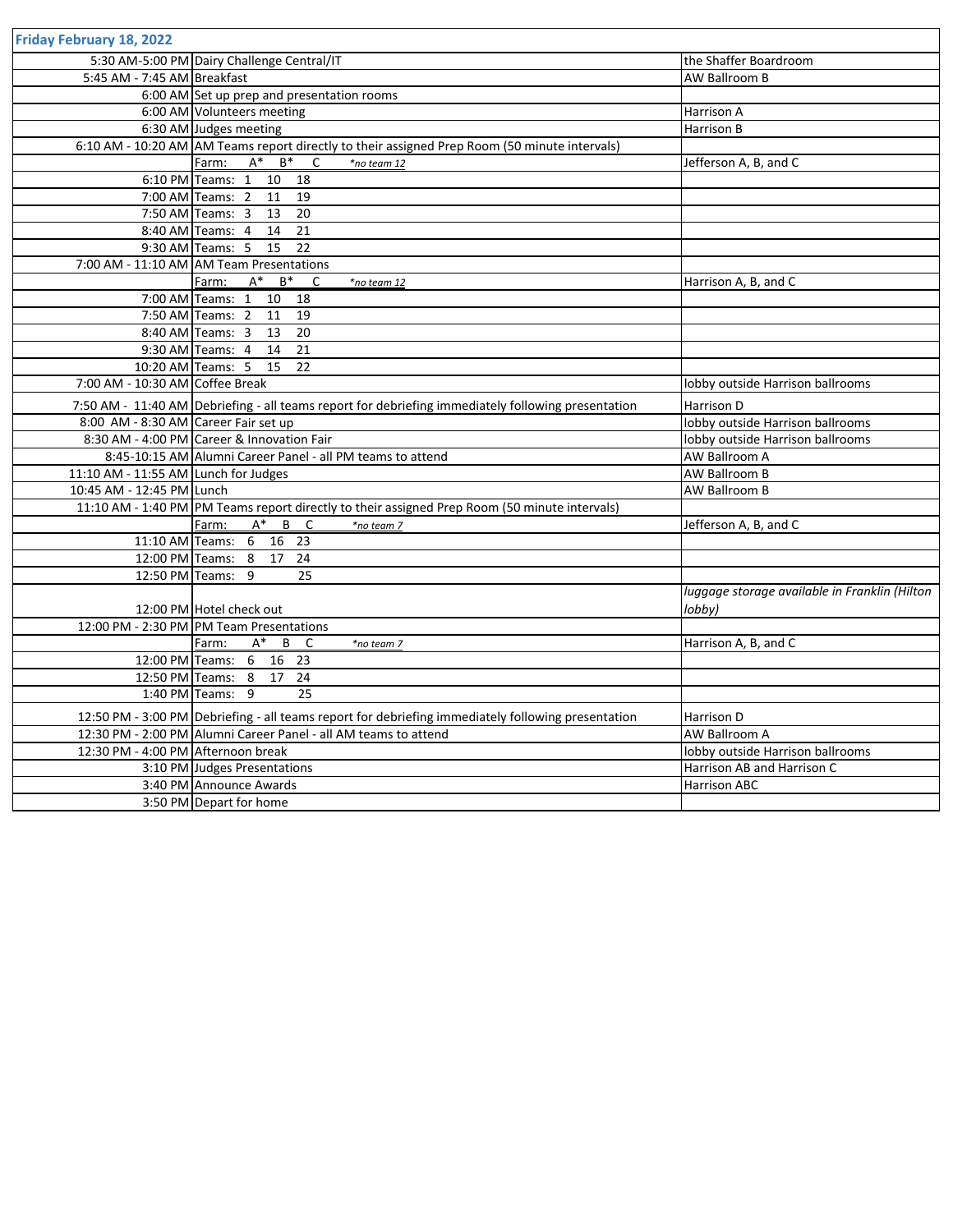| Friday February 18, 2022 | | |
|---|---|---|
| 5:30 AM-5:00 PM | Dairy Challenge Central/IT | the Shaffer Boardroom |
| 5:45 AM - 7:45 AM | Breakfast | AW Ballroom B |
| 6:00 AM | Set up prep and presentation rooms | |
| 6:00 AM | Volunteers meeting | Harrison A |
| 6:30 AM | Judges meeting | Harrison B |
| 6:10 AM - 10:20 AM | AM Teams report directly to their assigned Prep Room (50 minute intervals) | |
| | Farm: A* B* C *no team 12 | Jefferson A, B, and C |
| 6:10 PM | Teams: 1 10 18 | |
| 7:00 AM | Teams: 2 11 19 | |
| 7:50 AM | Teams: 3 13 20 | |
| 8:40 AM | Teams: 4 14 21 | |
| 9:30 AM | Teams: 5 15 22 | |
| 7:00 AM - 11:10 AM | AM Team Presentations | |
| | Farm: A* B* C *no team 12 | Harrison A, B, and C |
| 7:00 AM | Teams: 1 10 18 | |
| 7:50 AM | Teams: 2 11 19 | |
| 8:40 AM | Teams: 3 13 20 | |
| 9:30 AM | Teams: 4 14 21 | |
| 10:20 AM | Teams: 5 15 22 | |
| 7:00 AM - 10:30 AM | Coffee Break | lobby outside Harrison ballrooms |
| 7:50 AM - 11:40 AM | Debriefing - all teams report for debriefing immediately following presentation | Harrison D |
| 8:00 AM - 8:30 AM | Career Fair set up | lobby outside Harrison ballrooms |
| 8:30 AM - 4:00 PM | Career & Innovation Fair | lobby outside Harrison ballrooms |
| 8:45-10:15 AM | Alumni Career Panel - all PM teams to attend | AW Ballroom A |
| 11:10 AM - 11:55 AM | Lunch for Judges | AW Ballroom B |
| 10:45 AM - 12:45 PM | Lunch | AW Ballroom B |
| 11:10 AM - 1:40 PM | PM Teams report directly to their assigned Prep Room (50 minute intervals) | |
| | Farm: A* B C *no team 7 | Jefferson A, B, and C |
| 11:10 AM | Teams: 6 16 23 | |
| 12:00 PM | Teams: 8 17 24 | |
| 12:50 PM | Teams: 9 25 | |
| 12:00 PM | Hotel check out | *luggage storage available in Franklin (Hilton lobby)* |
| 12:00 PM - 2:30 PM | PM Team Presentations | |
| | Farm: A* B C *no team 7 | Harrison A, B, and C |
| 12:00 PM | Teams: 6 16 23 | |
| 12:50 PM | Teams: 8 17 24 | |
| 1:40 PM | Teams: 9 25 | |
| 12:50 PM - 3:00 PM | Debriefing - all teams report for debriefing immediately following presentation | Harrison D |
| 12:30 PM - 2:00 PM | Alumni Career Panel - all AM teams to attend | AW Ballroom A |
| 12:30 PM - 4:00 PM | Afternoon break | lobby outside Harrison ballrooms |
| 3:10 PM | Judges Presentations | Harrison AB and Harrison C |
| 3:40 PM | Announce Awards | Harrison ABC |
| 3:50 PM | Depart for home | |